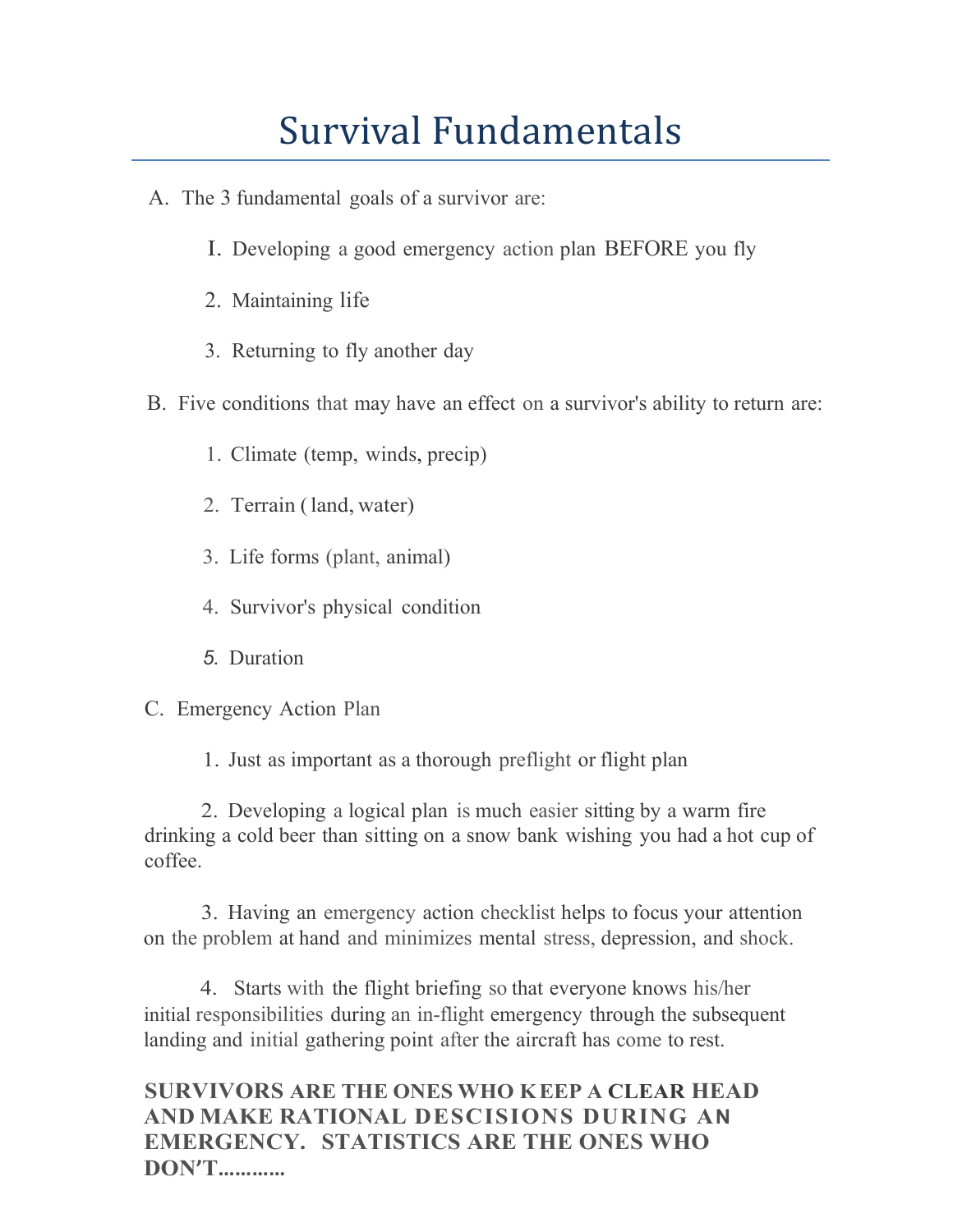# Survival Fundamentals

A. The 3 fundamental goals of a survivor are:

1. Developing a good emergency action plan BEFORE you fly
2. Maintaining life
3. Returning to fly another day

B. Five conditions that may have an effect on a survivor's ability to return are:

1. Climate (temp, winds, precip)
2. Terrain ( land, water)
3. Life forms (plant, animal)
4. Survivor's physical condition
5. Duration

C. Emergency Action Plan

1. Just as important as a thorough preflight or flight plan
2. Developing a logical plan is much easier sitting by a warm fire drinking a cold beer than sitting on a snow bank wishing you had a hot cup of coffee.
3. Having an emergency action checklist helps to focus your attention on the problem at hand and minimizes mental stress, depression, and shock.
4. Starts with the flight briefing so that everyone knows his/her initial responsibilities during an in-flight emergency through the subsequent landing and initial gathering point after the aircraft has come to rest.

**SURVIVORS ARE THE ONES WHO KEEP A CLEAR HEAD AND MAKE RATIONAL DESCISIONS DURING AN EMERGENCY. STATISTICS ARE THE ONES WHO DON'T............**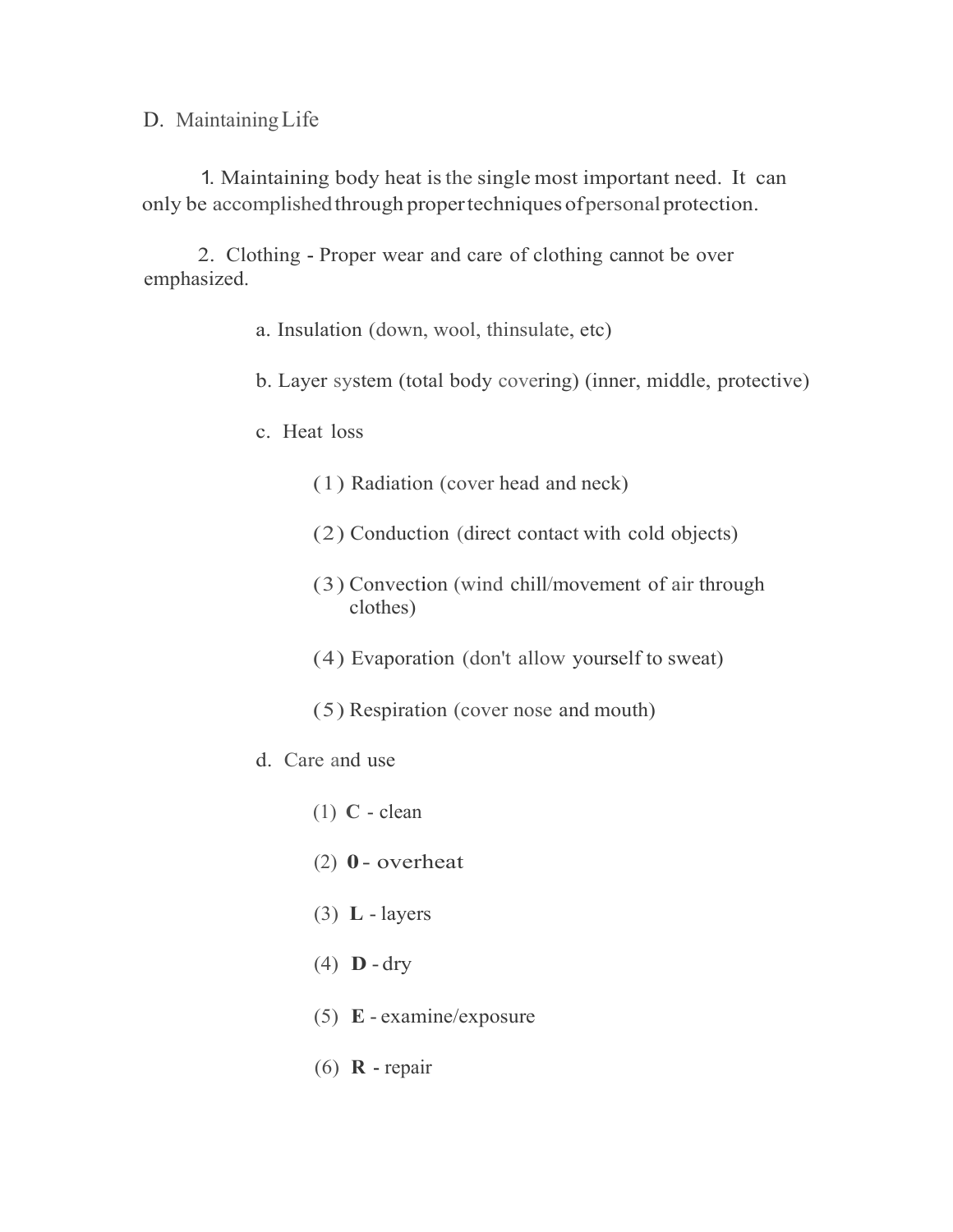D. Maintaining Life

1. Maintaining body heat is the single most important need. It can only be accomplished through proper techniques of personal protection.

2. Clothing - Proper wear and care of clothing cannot be over emphasized.

    a. Insulation (down, wool, thinsulate, etc)

    b. Layer system (total body covering) (inner, middle, protective)

    c. Heat loss

        (1) Radiation (cover head and neck)

        (2) Conduction (direct contact with cold objects)

        (3) Convection (wind chill/movement of air through clothes)

        (4) Evaporation (don't allow yourself to sweat)

        (5) Respiration (cover nose and mouth)

    d. Care and use

        (1) **C** - clean

        (2) **0** - overheat

        (3) **L** - layers

        (4) **D** - dry

        (5) **E** - examine/exposure

        (6) **R** - repair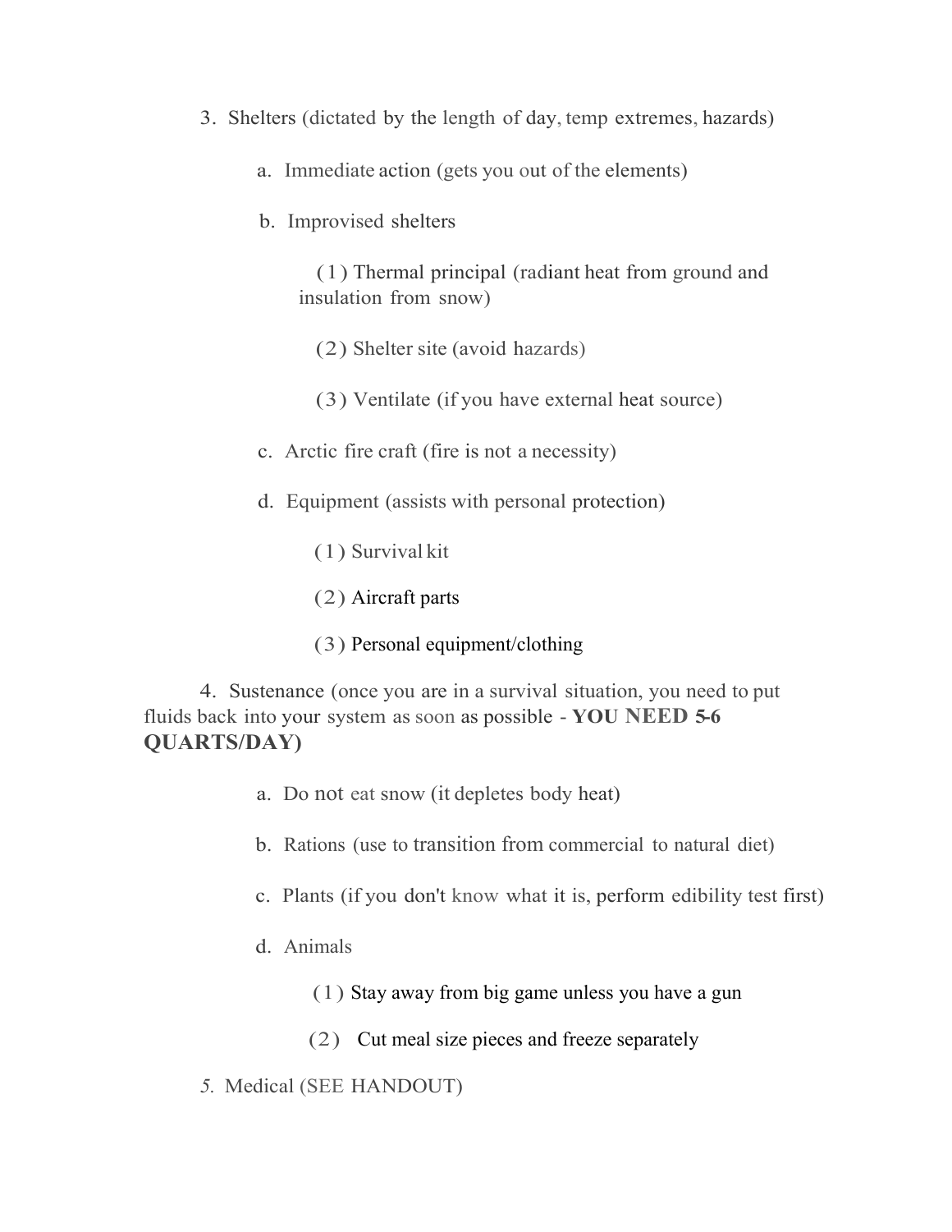3. Shelters (dictated by the length of day, temp extremes, hazards)

    a. Immediate action (gets you out of the elements)

    b. Improvised shelters

        (1) Thermal principal (radiant heat from ground and insulation from snow)

        (2) Shelter site (avoid hazards)

        (3) Ventilate (if you have external heat source)

    c. Arctic fire craft (fire is not a necessity)

    d. Equipment (assists with personal protection)

        (1) Survival kit

        (2) Aircraft parts

        (3) Personal equipment/clothing

4. Sustenance (once you are in a survival situation, you need to put fluids back into your system as soon as possible - **YOU NEED 5-6 QUARTS/DAY)**

    a. Do not eat snow (it depletes body heat)

    b. Rations (use to transition from commercial to natural diet)

    c. Plants (if you don't know what it is, perform edibility test first)

    d. Animals

        (1) Stay away from big game unless you have a gun

        (2) Cut meal size pieces and freeze separately

5. Medical (SEE HANDOUT)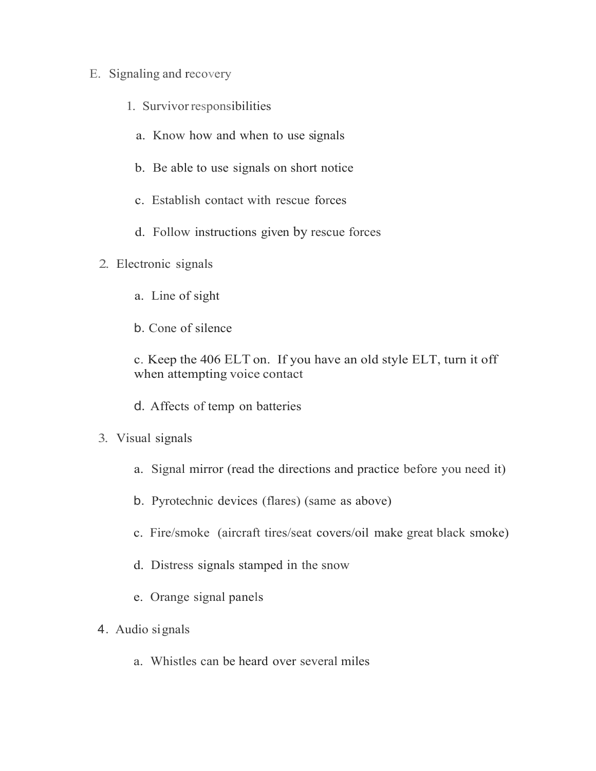E. Signaling and recovery

1. Survivor responsibilities

   a. Know how and when to use signals

   b. Be able to use signals on short notice

   c. Establish contact with rescue forces

   d. Follow instructions given by rescue forces

2. Electronic signals

   a. Line of sight

   b. Cone of silence

   c. Keep the 406 ELT on. If you have an old style ELT, turn it off when attempting voice contact

   d. Affects of temp on batteries

3. Visual signals

   a. Signal mirror (read the directions and practice before you need it)

   b. Pyrotechnic devices (flares) (same as above)

   c. Fire/smoke (aircraft tires/seat covers/oil make great black smoke)

   d. Distress signals stamped in the snow

   e. Orange signal panels

4. Audio signals

   a. Whistles can be heard over several miles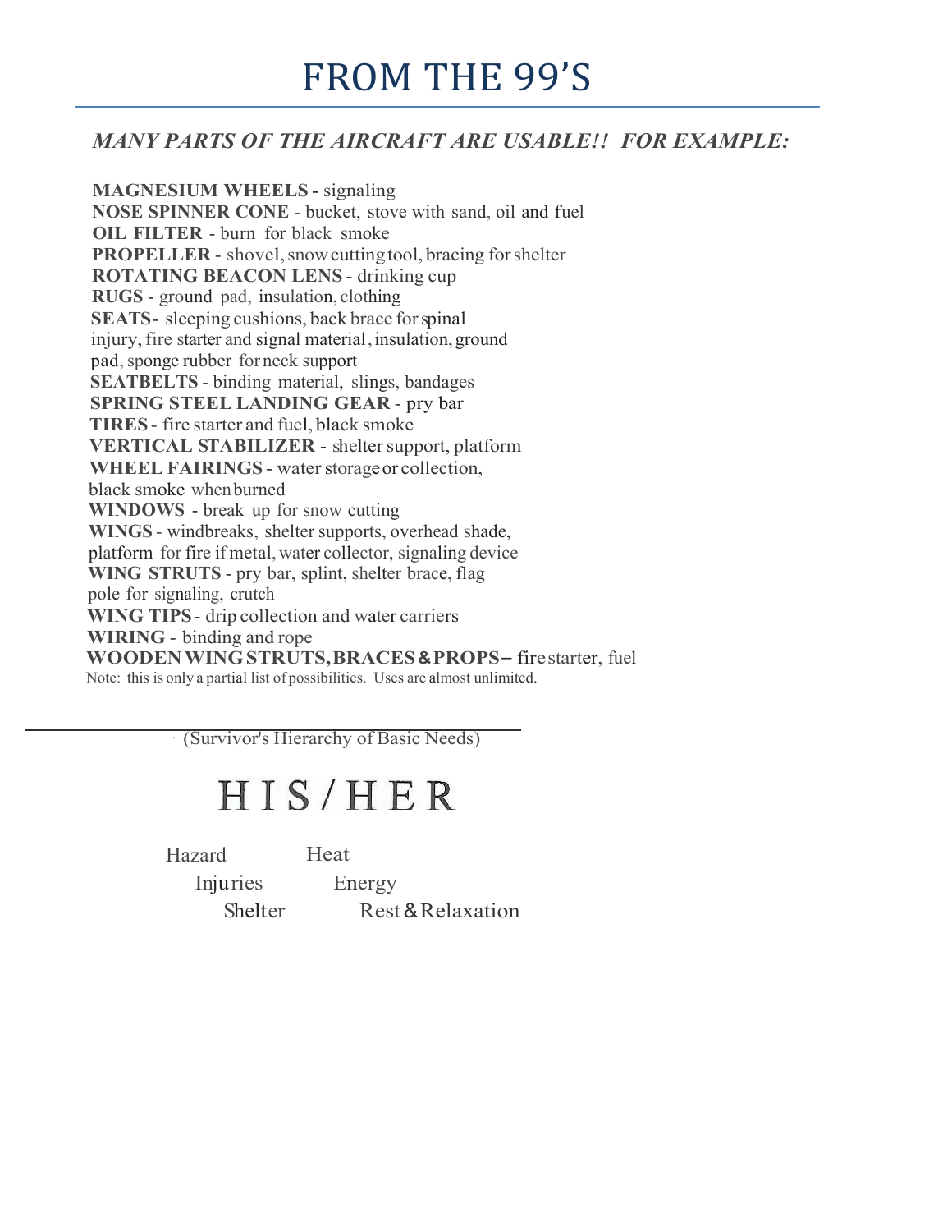# FROM THE 99'S

***MANY PARTS OF THE AIRCRAFT ARE USABLE!! FOR EXAMPLE:***

**MAGNESIUM WHEELS** - signaling
**NOSE SPINNER CONE** - bucket, stove with sand, oil and fuel
**OIL FILTER** - burn for black smoke
**PROPELLER** - shovel, snow cutting tool, bracing for shelter
**ROTATING BEACON LENS** - drinking cup
**RUGS** - ground pad, insulation, clothing
**SEATS** - sleeping cushions, back brace for spinal injury, fire starter and signal material, insulation, ground pad, sponge rubber for neck support
**SEATBELTS** - binding material, slings, bandages
**SPRING STEEL LANDING GEAR** - pry bar
**TIRES** - fire starter and fuel, black smoke
**VERTICAL STABILIZER** - shelter support, platform
**WHEEL FAIRINGS** - water storage or collection, black smoke when burned
**WINDOWS** - break up for snow cutting
**WINGS** - windbreaks, shelter supports, overhead shade, platform for fire if metal, water collector, signaling device
**WING STRUTS** - pry bar, splint, shelter brace, flag pole for signaling, crutch
**WING TIPS** - drip collection and water carriers
**WIRING** - binding and rope
**WOODEN WING STRUTS, BRACES & PROPS** – fire starter, fuel

Note: this is only a partial list of possibilities. Uses are almost unlimited.

---

(Survivor's Hierarchy of Basic Needs)

## HIS/HER

Hazard — Heat
Injuries — Energy
Shelter — Rest & Relaxation